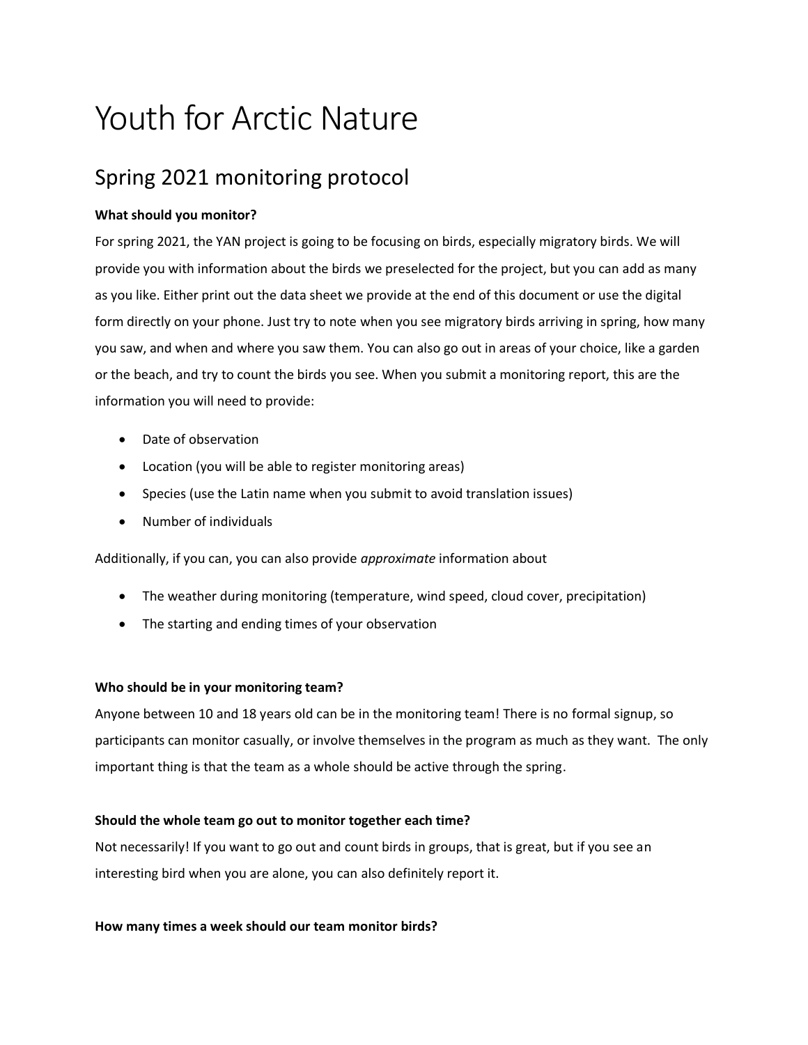# Youth for Arctic Nature

## Spring 2021 monitoring protocol

**What should you monitor?**

For spring 2021, the YAN project is going to be focusing on birds, especially migratory birds. We will provide you with information about the birds we preselected for the project, but you can add as many as you like. Either print out the data sheet we provide at the end of this document or use the digital form directly on your phone. Just try to note when you see migratory birds arriving in spring, how many you saw, and when and where you saw them. You can also go out in areas of your choice, like a garden or the beach, and try to count the birds you see. When you submit a monitoring report, this are the information you will need to provide:

- Date of observation
- Location (you will be able to register monitoring areas)
- Species (use the Latin name when you submit to avoid translation issues)
- Number of individuals

Additionally, if you can, you can also provide *approximate* information about

- The weather during monitoring (temperature, wind speed, cloud cover, precipitation)
- The starting and ending times of your observation

**Who should be in your monitoring team?**

Anyone between 10 and 18 years old can be in the monitoring team! There is no formal signup, so participants can monitor casually, or involve themselves in the program as much as they want. The only important thing is that the team as a whole should be active through the spring.

**Should the whole team go out to monitor together each time?**

Not necessarily! If you want to go out and count birds in groups, that is great, but if you see an interesting bird when you are alone, you can also definitely report it.

**How many times a week should our team monitor birds?**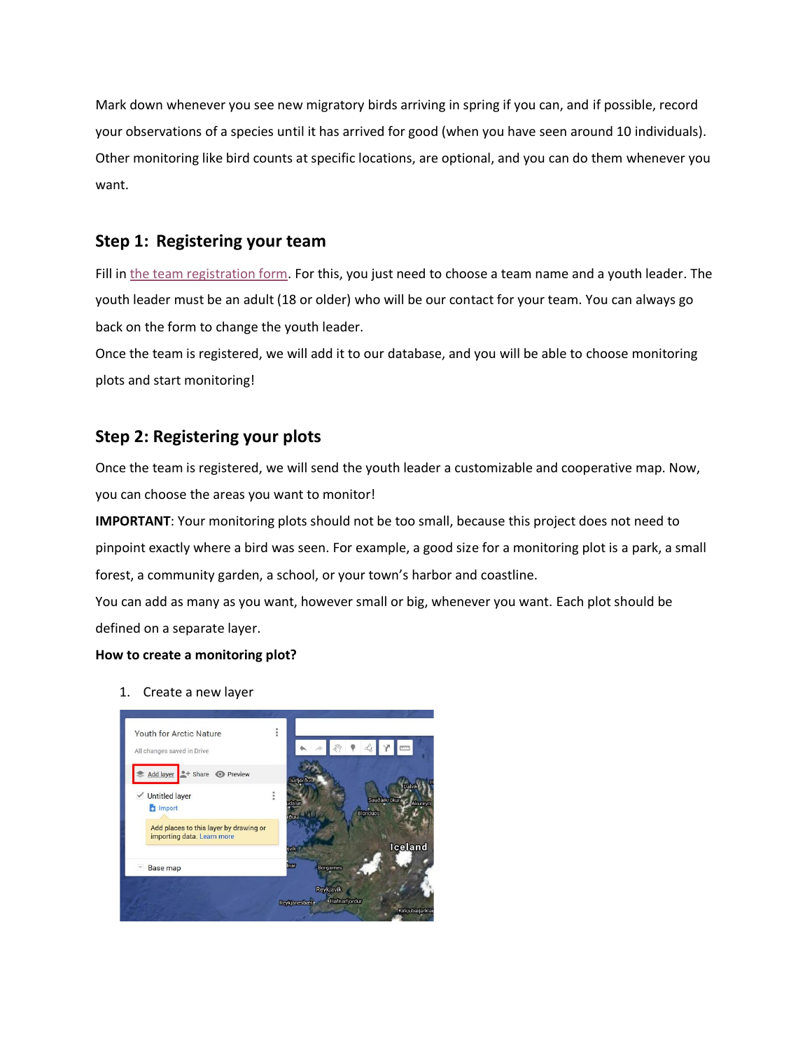Mark down whenever you see new migratory birds arriving in spring if you can, and if possible, record your observations of a species until it has arrived for good (when you have seen around 10 individuals). Other monitoring like bird counts at specific locations, are optional, and you can do them whenever you want.

## Step 1: Registering your team

Fill in the team registration form. For this, you just need to choose a team name and a youth leader. The youth leader must be an adult (18 or older) who will be our contact for your team. You can always go back on the form to change the youth leader.

Once the team is registered, we will add it to our database, and you will be able to choose monitoring plots and start monitoring!

## Step 2: Registering your plots

Once the team is registered, we will send the youth leader a customizable and cooperative map. Now, you can choose the areas you want to monitor!

**IMPORTANT**: Your monitoring plots should not be too small, because this project does not need to pinpoint exactly where a bird was seen. For example, a good size for a monitoring plot is a park, a small forest, a community garden, a school, or your town's harbor and coastline.

You can add as many as you want, however small or big, whenever you want. Each plot should be defined on a separate layer.

**How to create a monitoring plot?**

1. Create a new layer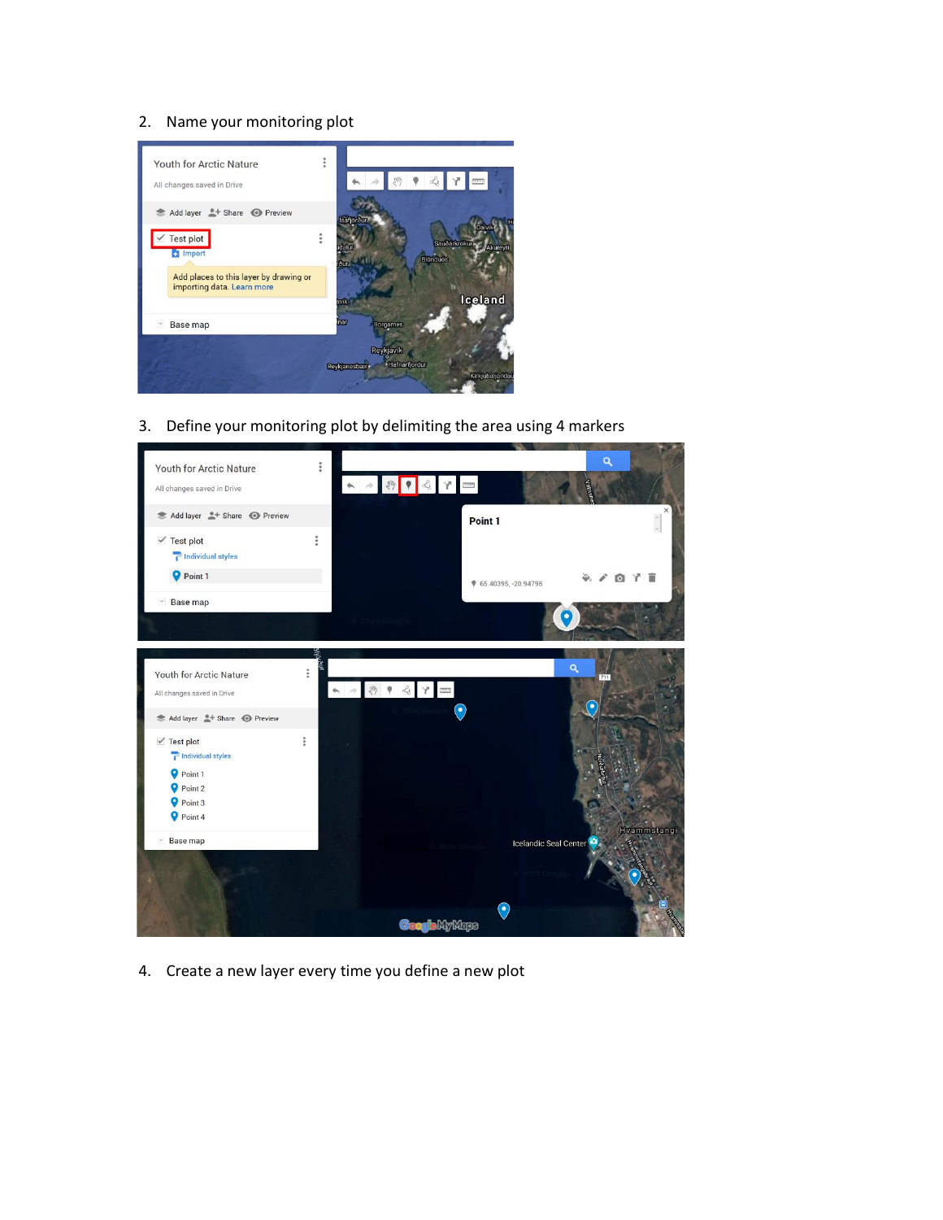2. Name your monitoring plot

3. Define your monitoring plot by delimiting the area using 4 markers

4. Create a new layer every time you define a new plot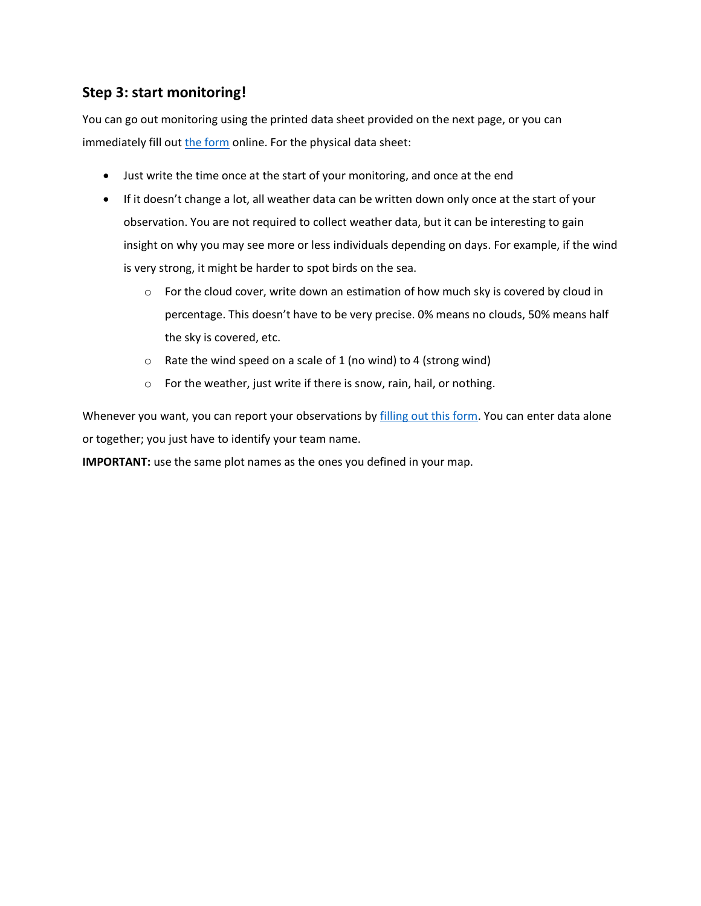## Step 3: start monitoring!

You can go out monitoring using the printed data sheet provided on the next page, or you can immediately fill out the form online. For the physical data sheet:

- Just write the time once at the start of your monitoring, and once at the end
- If it doesn't change a lot, all weather data can be written down only once at the start of your observation. You are not required to collect weather data, but it can be interesting to gain insight on why you may see more or less individuals depending on days. For example, if the wind is very strong, it might be harder to spot birds on the sea.
  - For the cloud cover, write down an estimation of how much sky is covered by cloud in percentage. This doesn't have to be very precise. 0% means no clouds, 50% means half the sky is covered, etc.
  - Rate the wind speed on a scale of 1 (no wind) to 4 (strong wind)
  - For the weather, just write if there is snow, rain, hail, or nothing.

Whenever you want, you can report your observations by filling out this form. You can enter data alone or together; you just have to identify your team name.

**IMPORTANT:** use the same plot names as the ones you defined in your map.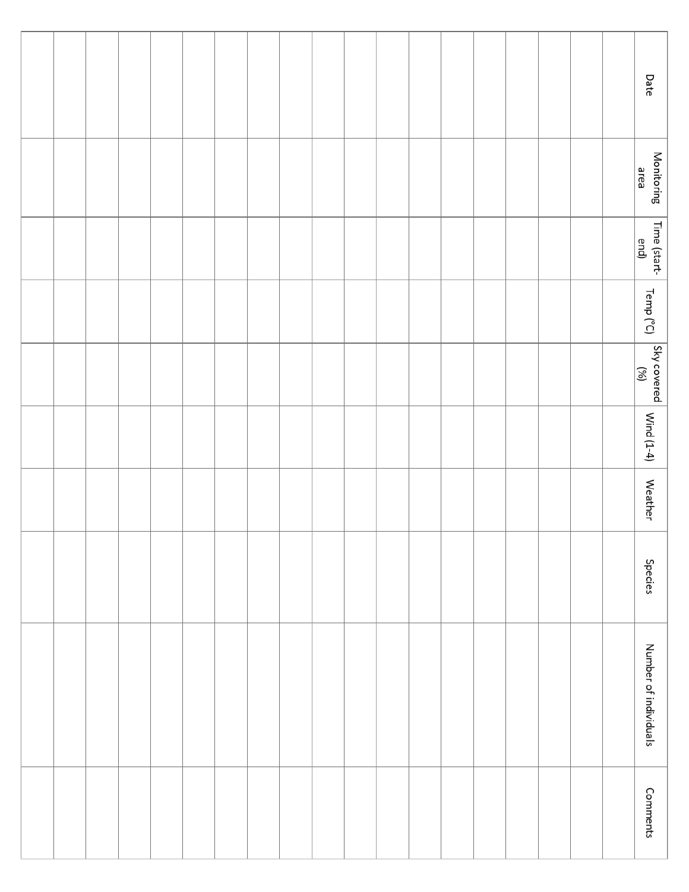| Date | Monitoring area | Time (start-end) | Temp (°C) | Sky covered (%) | Wind (1-4) | Weather | Species | Number of individuals | Comments |
|---|---|---|---|---|---|---|---|---|---|
| | | | | | | | | | |
| | | | | | | | | | |
| | | | | | | | | | |
| | | | | | | | | | |
| | | | | | | | | | |
| | | | | | | | | | |
| | | | | | | | | | |
| | | | | | | | | | |
| | | | | | | | | | |
| | | | | | | | | | |
| | | | | | | | | | |
| | | | | | | | | | |
| | | | | | | | | | |
| | | | | | | | | | |
| | | | | | | | | | |
| | | | | | | | | | |
| | | | | | | | | | |
| | | | | | | | | | |
| | | | | | | | | | |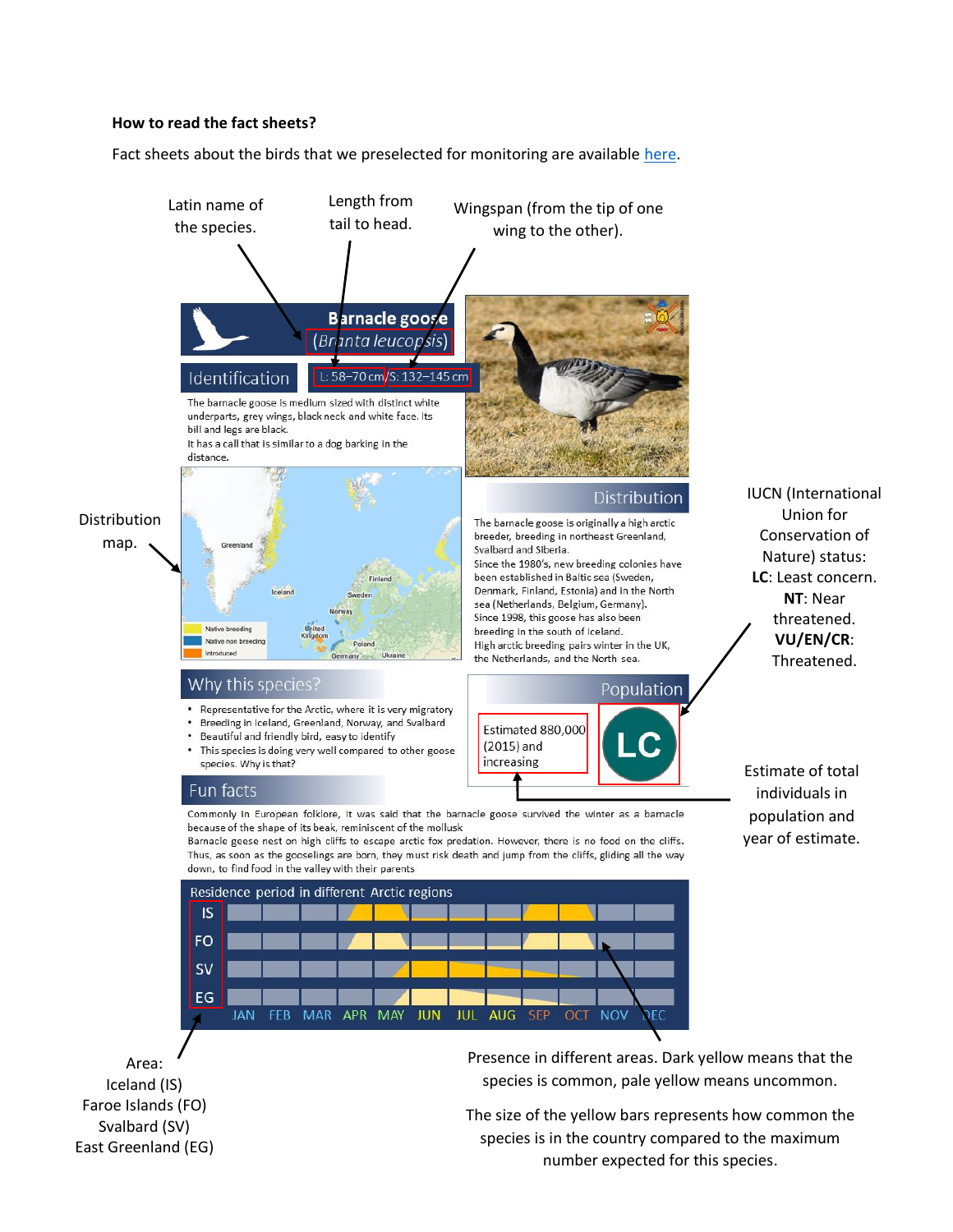**How to read the fact sheets?**

Fact sheets about the birds that we preselected for monitoring are available [here](#).

Latin name of the species.

Length from tail to head.

Wingspan (from the tip of one wing to the other).

Barnacle goose
(Branta leucopsis)

Identification

L: 58–70 cm / S: 132–145 cm

The barnacle goose is medium sized with distinct white underparts, grey wings, black neck and white face. Its bill and legs are black.
It has a call that is similar to a dog barking in the distance.

Distribution map.

Greenland
Iceland
Finland
Sweden
Norway
United Kingdom
Poland
Germany
Ukraine

Native breeding
Native non breeding
Introduced

Distribution

The barnacle goose is originally a high arctic breeder, breeding in northeast Greenland, Svalbard and Siberia.
Since the 1980's, new breeding colonies have been established in Baltic sea (Sweden, Denmark, Finland, Estonia) and in the North sea (Netherlands, Belgium, Germany).
Since 1998, this goose has also been breeding in the south of Iceland.
High arctic breeding pairs winter in the UK, the Netherlands, and the North sea.

IUCN (International Union for Conservation of Nature) status:
**LC**: Least concern.
**NT**: Near threatened.
**VU/EN/CR**: Threatened.

Why this species?

- Representative for the Arctic, where it is very migratory
- Breeding in Iceland, Greenland, Norway, and Svalbard
- Beautiful and friendly bird, easy to identify
- This species is doing very well compared to other goose species. Why is that?

Population

Estimated 880,000 (2015) and increasing

LC

Estimate of total individuals in population and year of estimate.

Fun facts

Commonly in European folklore, it was said that the barnacle goose survived the winter as a barnacle because of the shape of its beak, reminiscent of the mollusk
Barnacle geese nest on high cliffs to escape arctic fox predation. However, there is no food on the cliffs. Thus, as soon as the goselings are born, they must risk death and jump from the cliffs, gliding all the way down, to find food in the valley with their parents

Residence period in different Arctic regions

IS
FO
SV
EG

JAN FEB MAR APR MAY JUN JUL AUG SEP OCT NOV DEC

Area:
Iceland (IS)
Faroe Islands (FO)
Svalbard (SV)
East Greenland (EG)

Presence in different areas. Dark yellow means that the species is common, pale yellow means uncommon.

The size of the yellow bars represents how common the species is in the country compared to the maximum number expected for this species.